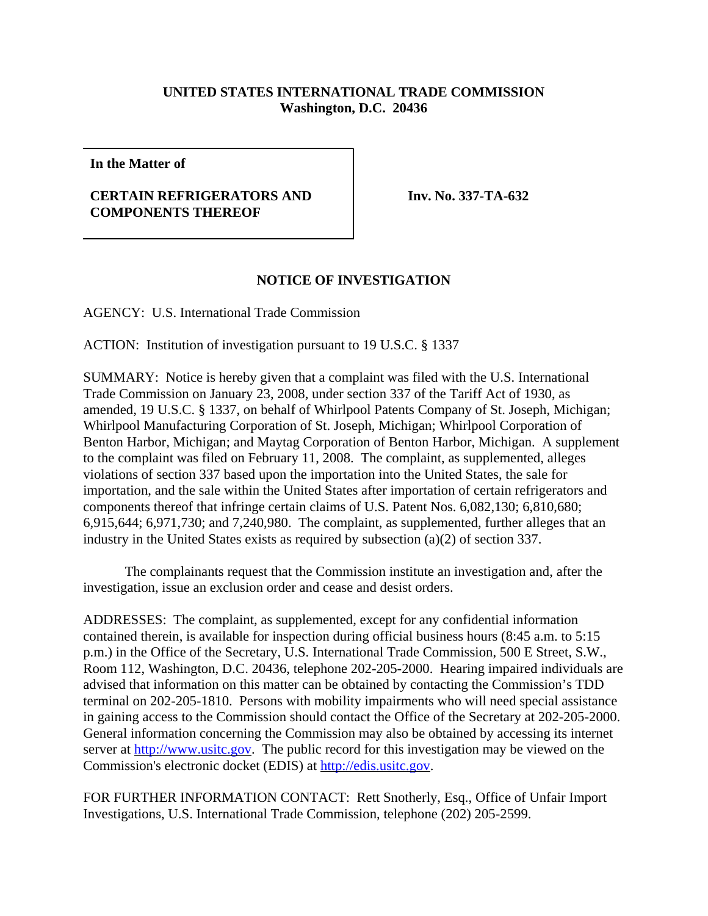**UNITED STATES INTERNATIONAL TRADE COMMISSION**
**Washington, D.C. 20436**

| **In the Matter of**<br><br>**CERTAIN REFRIGERATORS AND COMPONENTS THEREOF** | **Inv. No. 337-TA-632** |
|---|---|

## NOTICE OF INVESTIGATION

AGENCY: U.S. International Trade Commission

ACTION: Institution of investigation pursuant to 19 U.S.C. § 1337

SUMMARY: Notice is hereby given that a complaint was filed with the U.S. International Trade Commission on January 23, 2008, under section 337 of the Tariff Act of 1930, as amended, 19 U.S.C. § 1337, on behalf of Whirlpool Patents Company of St. Joseph, Michigan; Whirlpool Manufacturing Corporation of St. Joseph, Michigan; Whirlpool Corporation of Benton Harbor, Michigan; and Maytag Corporation of Benton Harbor, Michigan. A supplement to the complaint was filed on February 11, 2008. The complaint, as supplemented, alleges violations of section 337 based upon the importation into the United States, the sale for importation, and the sale within the United States after importation of certain refrigerators and components thereof that infringe certain claims of U.S. Patent Nos. 6,082,130; 6,810,680; 6,915,644; 6,971,730; and 7,240,980. The complaint, as supplemented, further alleges that an industry in the United States exists as required by subsection (a)(2) of section 337.

The complainants request that the Commission institute an investigation and, after the investigation, issue an exclusion order and cease and desist orders.

ADDRESSES: The complaint, as supplemented, except for any confidential information contained therein, is available for inspection during official business hours (8:45 a.m. to 5:15 p.m.) in the Office of the Secretary, U.S. International Trade Commission, 500 E Street, S.W., Room 112, Washington, D.C. 20436, telephone 202-205-2000. Hearing impaired individuals are advised that information on this matter can be obtained by contacting the Commission's TDD terminal on 202-205-1810. Persons with mobility impairments who will need special assistance in gaining access to the Commission should contact the Office of the Secretary at 202-205-2000. General information concerning the Commission may also be obtained by accessing its internet server at http://www.usitc.gov. The public record for this investigation may be viewed on the Commission's electronic docket (EDIS) at http://edis.usitc.gov.

FOR FURTHER INFORMATION CONTACT: Rett Snotherly, Esq., Office of Unfair Import Investigations, U.S. International Trade Commission, telephone (202) 205-2599.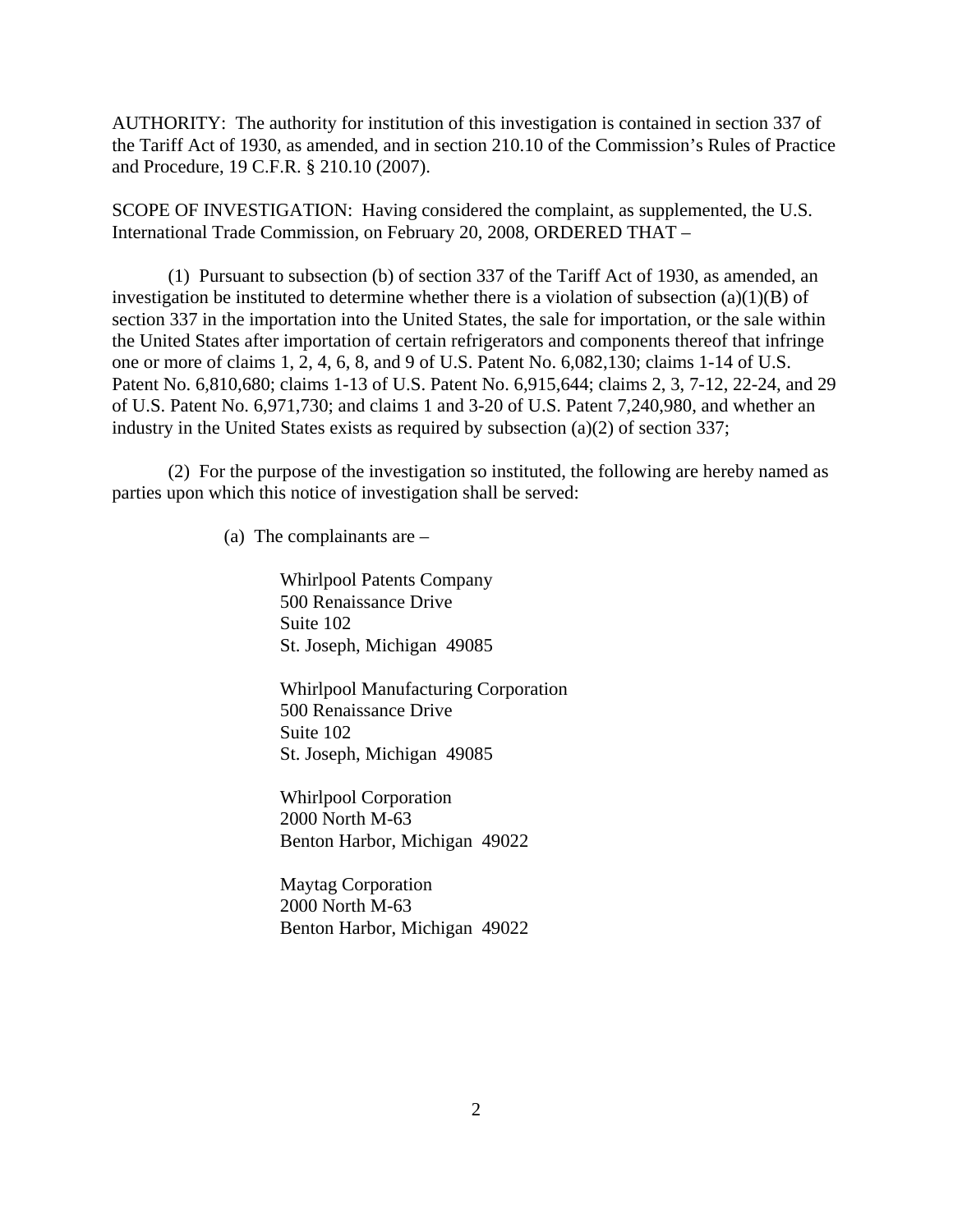AUTHORITY: The authority for institution of this investigation is contained in section 337 of the Tariff Act of 1930, as amended, and in section 210.10 of the Commission's Rules of Practice and Procedure, 19 C.F.R. § 210.10 (2007).

SCOPE OF INVESTIGATION: Having considered the complaint, as supplemented, the U.S. International Trade Commission, on February 20, 2008, ORDERED THAT –

(1) Pursuant to subsection (b) of section 337 of the Tariff Act of 1930, as amended, an investigation be instituted to determine whether there is a violation of subsection (a)(1)(B) of section 337 in the importation into the United States, the sale for importation, or the sale within the United States after importation of certain refrigerators and components thereof that infringe one or more of claims 1, 2, 4, 6, 8, and 9 of U.S. Patent No. 6,082,130; claims 1-14 of U.S. Patent No. 6,810,680; claims 1-13 of U.S. Patent No. 6,915,644; claims 2, 3, 7-12, 22-24, and 29 of U.S. Patent No. 6,971,730; and claims 1 and 3-20 of U.S. Patent 7,240,980, and whether an industry in the United States exists as required by subsection (a)(2) of section 337;

(2) For the purpose of the investigation so instituted, the following are hereby named as parties upon which this notice of investigation shall be served:

(a) The complainants are –

Whirlpool Patents Company
500 Renaissance Drive
Suite 102
St. Joseph, Michigan 49085

Whirlpool Manufacturing Corporation
500 Renaissance Drive
Suite 102
St. Joseph, Michigan 49085

Whirlpool Corporation
2000 North M-63
Benton Harbor, Michigan 49022

Maytag Corporation
2000 North M-63
Benton Harbor, Michigan 49022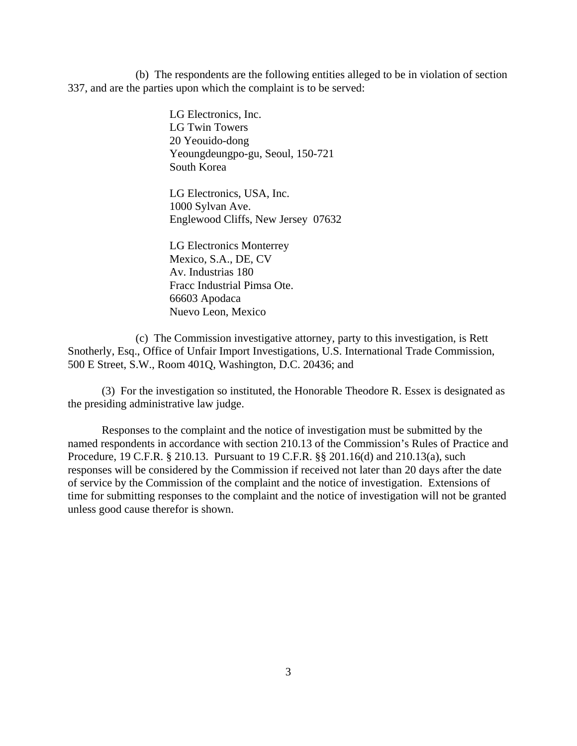(b) The respondents are the following entities alleged to be in violation of section 337, and are the parties upon which the complaint is to be served:

LG Electronics, Inc.  
LG Twin Towers  
20 Yeouido-dong  
Yeoungdeungpo-gu, Seoul, 150-721  
South Korea

LG Electronics, USA, Inc.  
1000 Sylvan Ave.  
Englewood Cliffs, New Jersey 07632

LG Electronics Monterrey  
Mexico, S.A., DE, CV  
Av. Industrias 180  
Fracc Industrial Pimsa Ote.  
66603 Apodaca  
Nuevo Leon, Mexico

(c) The Commission investigative attorney, party to this investigation, is Rett Snotherly, Esq., Office of Unfair Import Investigations, U.S. International Trade Commission, 500 E Street, S.W., Room 401Q, Washington, D.C. 20436; and

(3) For the investigation so instituted, the Honorable Theodore R. Essex is designated as the presiding administrative law judge.

Responses to the complaint and the notice of investigation must be submitted by the named respondents in accordance with section 210.13 of the Commission's Rules of Practice and Procedure, 19 C.F.R. § 210.13. Pursuant to 19 C.F.R. §§ 201.16(d) and 210.13(a), such responses will be considered by the Commission if received not later than 20 days after the date of service by the Commission of the complaint and the notice of investigation. Extensions of time for submitting responses to the complaint and the notice of investigation will not be granted unless good cause therefor is shown.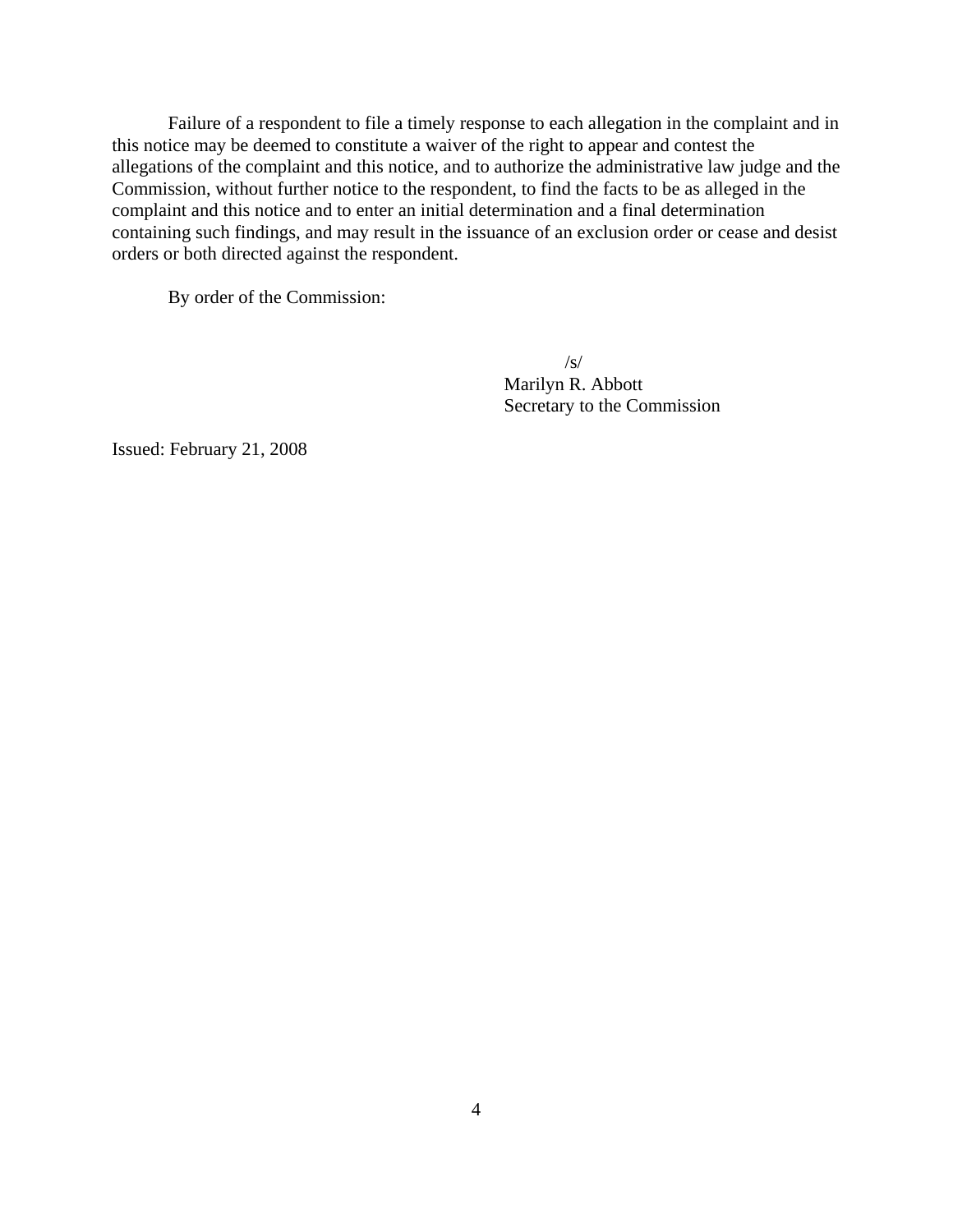Failure of a respondent to file a timely response to each allegation in the complaint and in this notice may be deemed to constitute a waiver of the right to appear and contest the allegations of the complaint and this notice, and to authorize the administrative law judge and the Commission, without further notice to the respondent, to find the facts to be as alleged in the complaint and this notice and to enter an initial determination and a final determination containing such findings, and may result in the issuance of an exclusion order or cease and desist orders or both directed against the respondent.

By order of the Commission:

/s/
Marilyn R. Abbott
Secretary to the Commission

Issued: February 21, 2008